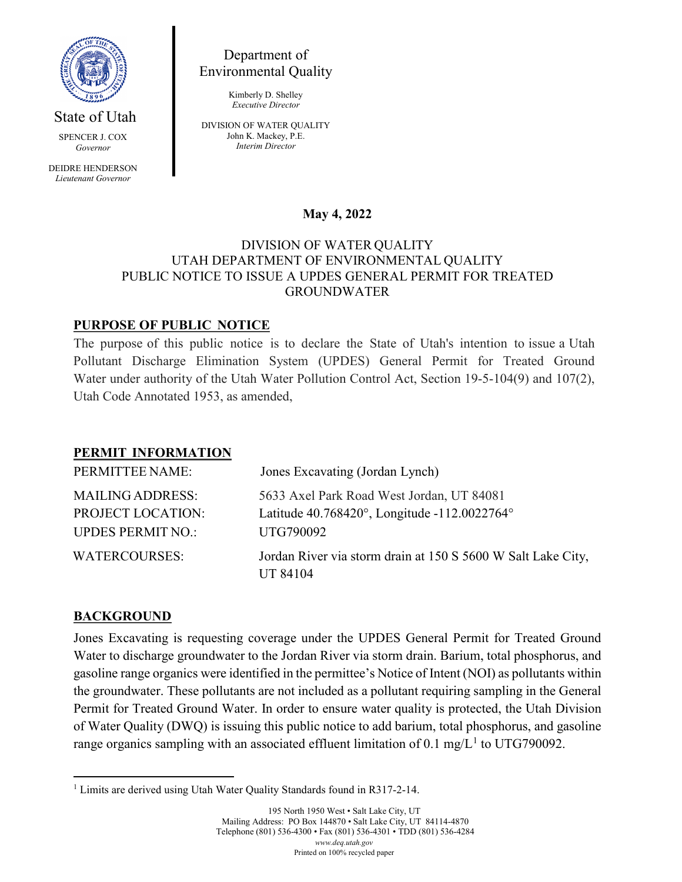State of Utah

SPENCER J. COX
*Governor*

DEIDRE HENDERSON
*Lieutenant Governor*

Department of Environmental Quality

Kimberly D. Shelley
*Executive Director*

DIVISION OF WATER QUALITY
John K. Mackey, P.E.
*Interim Director*

**May 4, 2022**

DIVISION OF WATER QUALITY
UTAH DEPARTMENT OF ENVIRONMENTAL QUALITY
PUBLIC NOTICE TO ISSUE A UPDES GENERAL PERMIT FOR TREATED GROUNDWATER

## PURPOSE OF PUBLIC NOTICE

The purpose of this public notice is to declare the State of Utah's intention to issue a Utah Pollutant Discharge Elimination System (UPDES) General Permit for Treated Ground Water under authority of the Utah Water Pollution Control Act, Section 19-5-104(9) and 107(2), Utah Code Annotated 1953, as amended,

## PERMIT INFORMATION

| | |
|---|---|
| PERMITTEE NAME: | Jones Excavating (Jordan Lynch) |
| MAILING ADDRESS: | 5633 Axel Park Road West Jordan, UT 84081 |
| PROJECT LOCATION: | Latitude 40.768420°, Longitude -112.0022764° |
| UPDES PERMIT NO.: | UTG790092 |
| WATERCOURSES: | Jordan River via storm drain at 150 S 5600 W Salt Lake City, UT 84104 |

## BACKGROUND

Jones Excavating is requesting coverage under the UPDES General Permit for Treated Ground Water to discharge groundwater to the Jordan River via storm drain. Barium, total phosphorus, and gasoline range organics were identified in the permittee's Notice of Intent (NOI) as pollutants within the groundwater. These pollutants are not included as a pollutant requiring sampling in the General Permit for Treated Ground Water. In order to ensure water quality is protected, the Utah Division of Water Quality (DWQ) is issuing this public notice to add barium, total phosphorus, and gasoline range organics sampling with an associated effluent limitation of 0.1 mg/L[1] to UTG790092.

[1] Limits are derived using Utah Water Quality Standards found in R317-2-14.

195 North 1950 West • Salt Lake City, UT
Mailing Address: PO Box 144870 • Salt Lake City, UT 84114-4870
Telephone (801) 536-4300 • Fax (801) 536-4301 • TDD (801) 536-4284
*www.deq.utah.gov*
Printed on 100% recycled paper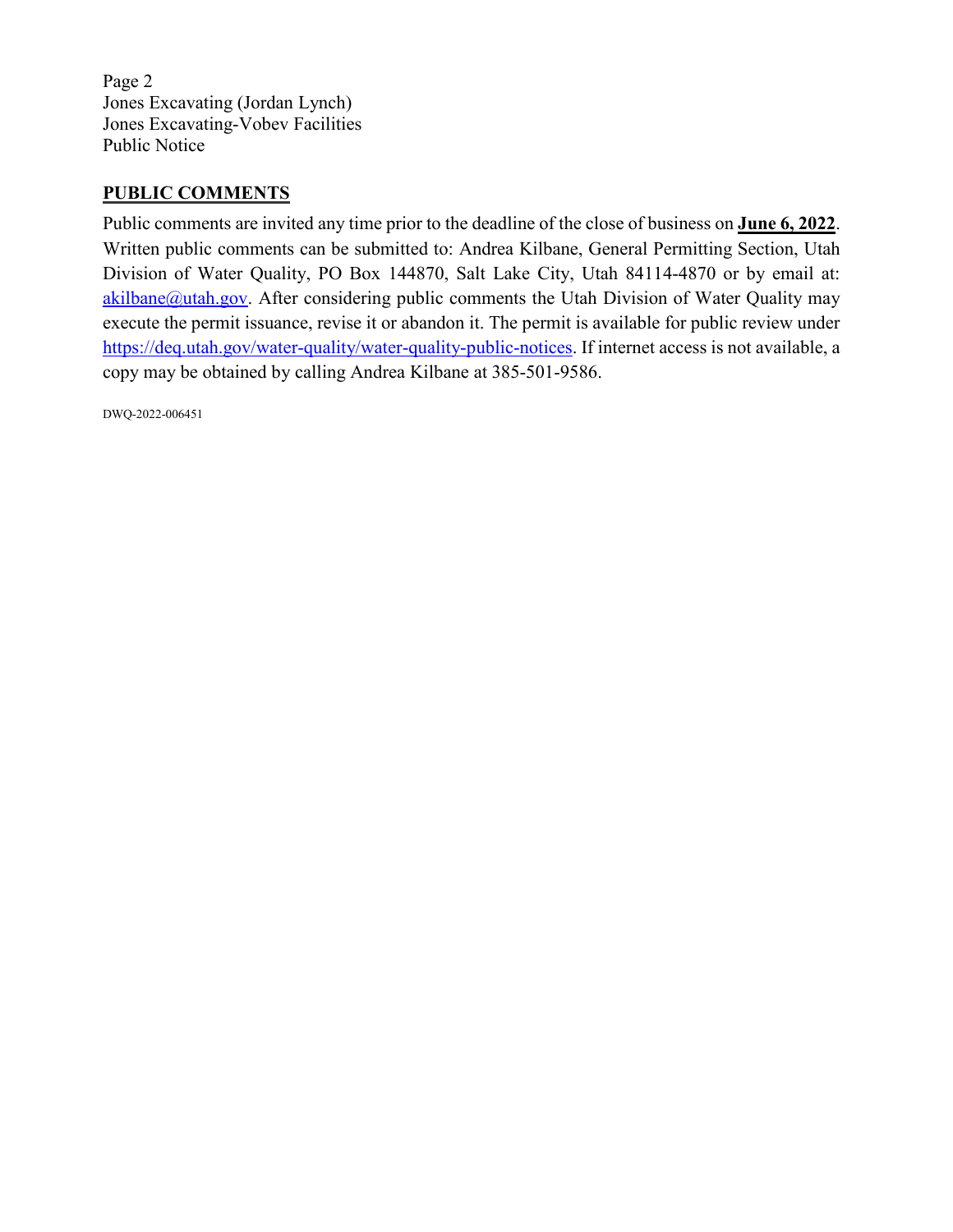## PUBLIC COMMENTS

Public comments are invited any time prior to the deadline of the close of business on **June 6, 2022**. Written public comments can be submitted to: Andrea Kilbane, General Permitting Section, Utah Division of Water Quality, PO Box 144870, Salt Lake City, Utah 84114-4870 or by email at: akilbane@utah.gov. After considering public comments the Utah Division of Water Quality may execute the permit issuance, revise it or abandon it. The permit is available for public review under https://deq.utah.gov/water-quality/water-quality-public-notices. If internet access is not available, a copy may be obtained by calling Andrea Kilbane at 385-501-9586.

DWQ-2022-006451